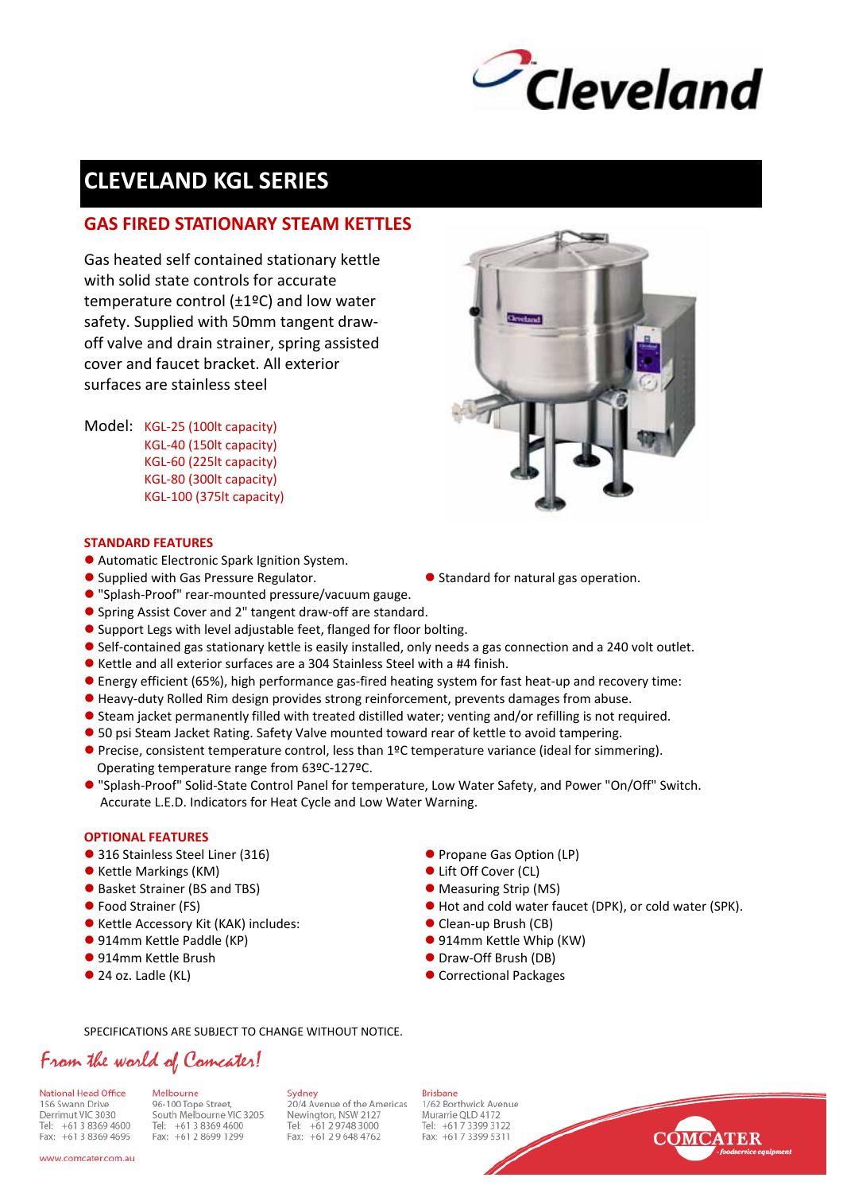Cleveland

# CLEVELAND KGL SERIES

## GAS FIRED STATIONARY STEAM KETTLES

Gas heated self contained stationary kettle with solid state controls for accurate temperature control (±1ºC) and low water safety. Supplied with 50mm tangent draw-off valve and drain strainer, spring assisted cover and faucet bracket. All exterior surfaces are stainless steel

Model:
- KGL-25 (100lt capacity)
- KGL-40 (150lt capacity)
- KGL-60 (225lt capacity)
- KGL-80 (300lt capacity)
- KGL-100 (375lt capacity)

### STANDARD FEATURES

- Automatic Electronic Spark Ignition System.
- Supplied with Gas Pressure Regulator.
- Standard for natural gas operation.
- "Splash-Proof" rear-mounted pressure/vacuum gauge.
- Spring Assist Cover and 2" tangent draw-off are standard.
- Support Legs with level adjustable feet, flanged for floor bolting.
- Self-contained gas stationary kettle is easily installed, only needs a gas connection and a 240 volt outlet.
- Kettle and all exterior surfaces are a 304 Stainless Steel with a #4 finish.
- Energy efficient (65%), high performance gas-fired heating system for fast heat-up and recovery time:
- Heavy-duty Rolled Rim design provides strong reinforcement, prevents damages from abuse.
- Steam jacket permanently filled with treated distilled water; venting and/or refilling is not required.
- 50 psi Steam Jacket Rating. Safety Valve mounted toward rear of kettle to avoid tampering.
- Precise, consistent temperature control, less than 1ºC temperature variance (ideal for simmering). Operating temperature range from 63ºC-127ºC.
- "Splash-Proof" Solid-State Control Panel for temperature, Low Water Safety, and Power "On/Off" Switch. Accurate L.E.D. Indicators for Heat Cycle and Low Water Warning.

### OPTIONAL FEATURES

- 316 Stainless Steel Liner (316)
- Kettle Markings (KM)
- Basket Strainer (BS and TBS)
- Food Strainer (FS)
- Kettle Accessory Kit (KAK) includes:
- 914mm Kettle Paddle (KP)
- 914mm Kettle Brush
- 24 oz. Ladle (KL)
- Propane Gas Option (LP)
- Lift Off Cover (CL)
- Measuring Strip (MS)
- Hot and cold water faucet (DPK), or cold water (SPK).
- Clean-up Brush (CB)
- 914mm Kettle Whip (KW)
- Draw-Off Brush (DB)
- Correctional Packages

SPECIFICATIONS ARE SUBJECT TO CHANGE WITHOUT NOTICE.

*From the world of Comcater!*

**National Head Office**
156 Swann Drive
Derrimut VIC 3030
Tel: +61 3 8369 4600
Fax: +61 3 8369 4695

**Melbourne**
96-100 Tope Street,
South Melbourne VIC 3205
Tel: +61 3 8369 4600
Fax: +61 2 8699 1299

**Sydney**
20/4 Avenue of the Americas
Newington, NSW 2127
Tel: +61 2 9748 3000
Fax: +61 2 9648 4762

**Brisbane**
1/62 Borthwick Avenue
Murarrie QLD 4172
Tel: +617 3399 3122
Fax: +617 3399 5311

www.comcater.com.au

COMCATER - foodservice equipment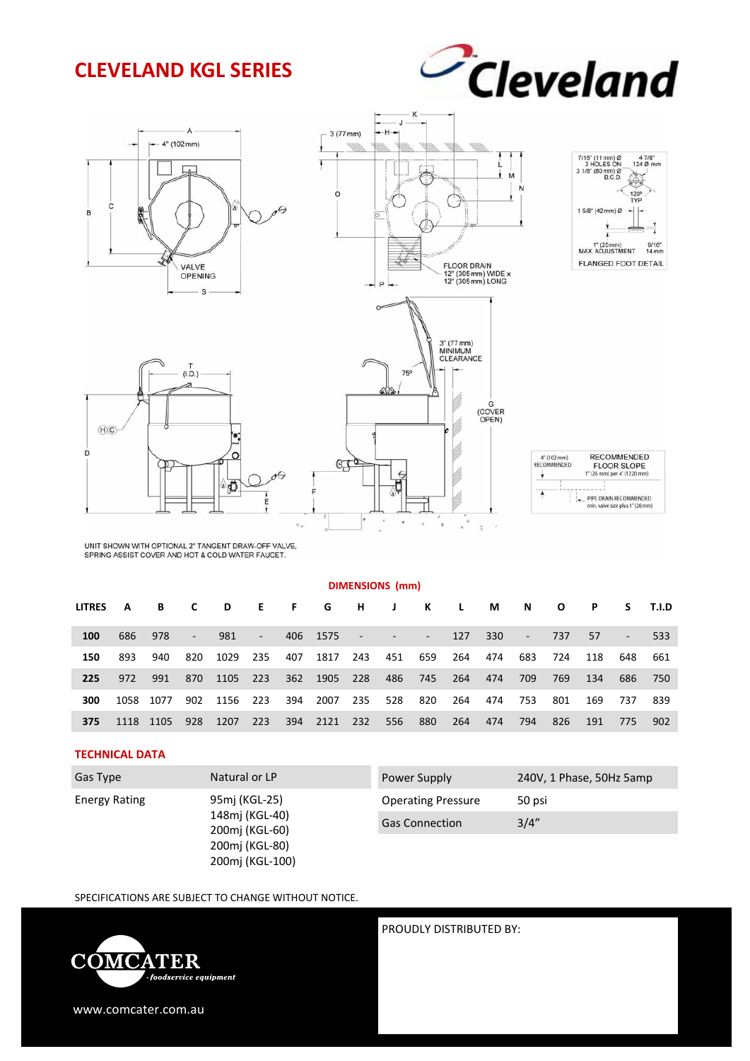# CLEVELAND KGL SERIES

VALVE OPENING

FLOOR DRAIN
12" (305 mm) WIDE x
12" (305 mm) LONG

3" (77 mm) MINIMUM CLEARANCE

G (COVER OPEN)

FLANGED FOOT DETAIL

RECOMMENDED FLOOR SLOPE

PIPE DRAIN RECOMMENDED

UNIT SHOWN WITH OPTIONAL 2" TANGENT DRAW-OFF VALVE, SPRING ASSIST COVER AND HOT & COLD WATER FAUCET.

## DIMENSIONS (mm)

| LITRES | A | B | C | D | E | F | G | H | J | K | L | M | N | O | P | S | T.I.D |
|---|---|---|---|---|---|---|---|---|---|---|---|---|---|---|---|---|---|
| **100** | 686 | 978 | - | 981 | - | 406 | 1575 | - | - | - | 127 | 330 | - | 737 | 57 | - | 533 |
| **150** | 893 | 940 | 820 | 1029 | 235 | 407 | 1817 | 243 | 451 | 659 | 264 | 474 | 683 | 724 | 118 | 648 | 661 |
| **225** | 972 | 991 | 870 | 1105 | 223 | 362 | 1905 | 228 | 486 | 745 | 264 | 474 | 709 | 769 | 134 | 686 | 750 |
| **300** | 1058 | 1077 | 902 | 1156 | 223 | 394 | 2007 | 235 | 528 | 820 | 264 | 474 | 753 | 801 | 169 | 737 | 839 |
| **375** | 1118 | 1105 | 928 | 1207 | 223 | 394 | 2121 | 232 | 556 | 880 | 264 | 474 | 794 | 826 | 191 | 775 | 902 |

## TECHNICAL DATA

| | |
|---|---|
| Gas Type | Natural or LP |
| Energy Rating | 95mj (KGL-25)<br>148mj (KGL-40)<br>200mj (KGL-60)<br>200mj (KGL-80)<br>200mj (KGL-100) |

| | |
|---|---|
| Power Supply | 240V, 1 Phase, 50Hz 5amp |
| Operating Pressure | 50 psi |
| Gas Connection | 3/4" |

SPECIFICATIONS ARE SUBJECT TO CHANGE WITHOUT NOTICE.

COMCATER - foodservice equipment

www.comcater.com.au

PROUDLY DISTRIBUTED BY: